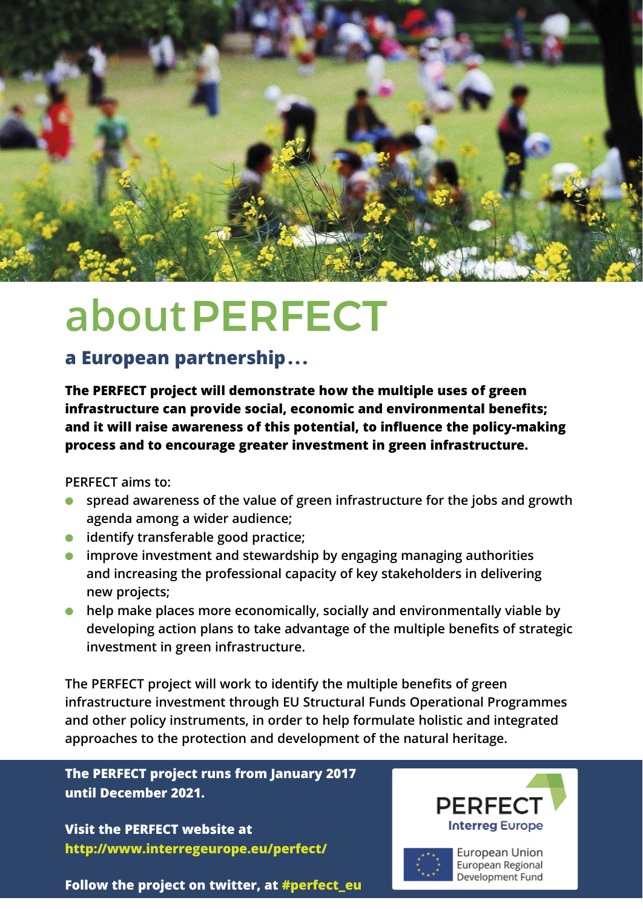# about PERFECT

## a European partnership...

**The PERFECT project will demonstrate how the multiple uses of green infrastructure can provide social, economic and environmental benefits; and it will raise awareness of this potential, to influence the policy-making process and to encourage greater investment in green infrastructure.**

PERFECT aims to:

- spread awareness of the value of green infrastructure for the jobs and growth agenda among a wider audience;
- identify transferable good practice;
- improve investment and stewardship by engaging managing authorities and increasing the professional capacity of key stakeholders in delivering new projects;
- help make places more economically, socially and environmentally viable by developing action plans to take advantage of the multiple benefits of strategic investment in green infrastructure.

The PERFECT project will work to identify the multiple benefits of green infrastructure investment through EU Structural Funds Operational Programmes and other policy instruments, in order to help formulate holistic and integrated approaches to the protection and development of the natural heritage.

**The PERFECT project runs from January 2017 until December 2021.**

**Visit the PERFECT website at http://www.interregeurope.eu/perfect/**

**Follow the project on twitter, at #perfect_eu**

PERFECT
Interreg Europe

European Union
European Regional Development Fund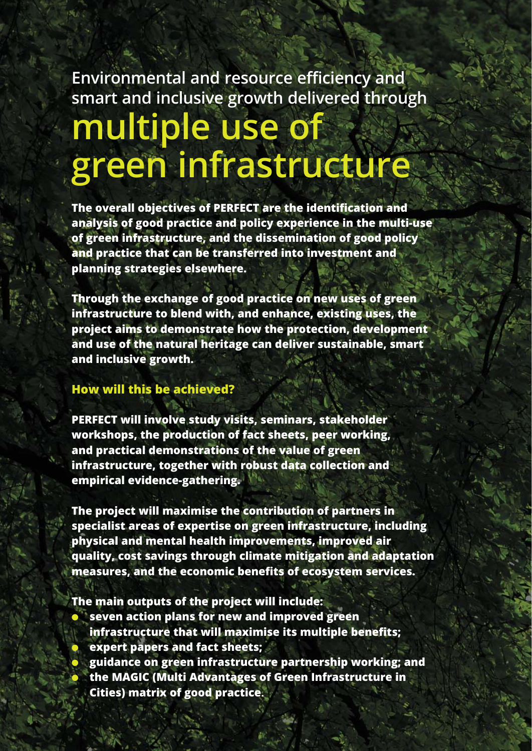## Environmental and resource efficiency and smart and inclusive growth delivered through

# multiple use of green infrastructure

**The overall objectives of PERFECT are the identification and analysis of good practice and policy experience in the multi-use of green infrastructure, and the dissemination of good policy and practice that can be transferred into investment and planning strategies elsewhere.**

**Through the exchange of good practice on new uses of green infrastructure to blend with, and enhance, existing uses, the project aims to demonstrate how the protection, development and use of the natural heritage can deliver sustainable, smart and inclusive growth.**

### How will this be achieved?

**PERFECT will involve study visits, seminars, stakeholder workshops, the production of fact sheets, peer working, and practical demonstrations of the value of green infrastructure, together with robust data collection and empirical evidence-gathering.**

**The project will maximise the contribution of partners in specialist areas of expertise on green infrastructure, including physical and mental health improvements, improved air quality, cost savings through climate mitigation and adaptation measures, and the economic benefits of ecosystem services.**

**The main outputs of the project will include:**

- **seven action plans for new and improved green infrastructure that will maximise its multiple benefits;**
- **expert papers and fact sheets;**
- **guidance on green infrastructure partnership working; and**
- **the MAGIC (Multi Advantages of Green Infrastructure in Cities) matrix of good practice.**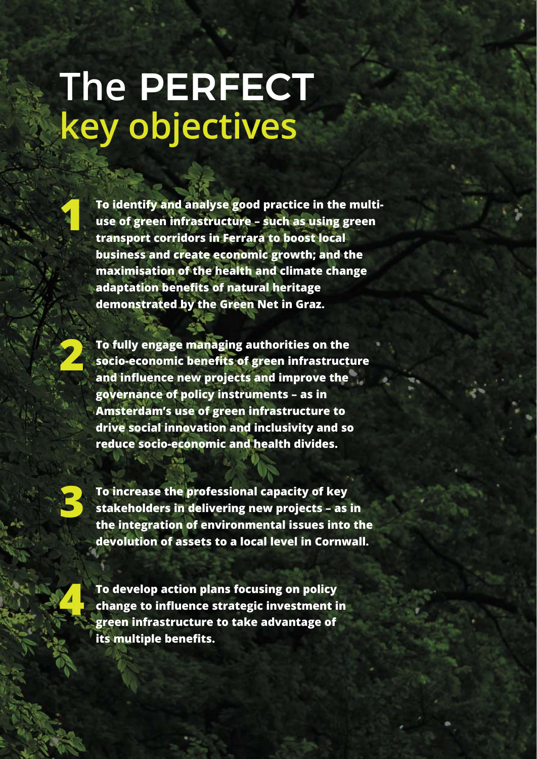# The PERFECT key objectives

1. **To identify and analyse good practice in the multi-use of green infrastructure – such as using green transport corridors in Ferrara to boost local business and create economic growth; and the maximisation of the health and climate change adaptation benefits of natural heritage demonstrated by the Green Net in Graz.**

2. **To fully engage managing authorities on the socio-economic benefits of green infrastructure and influence new projects and improve the governance of policy instruments – as in Amsterdam's use of green infrastructure to drive social innovation and inclusivity and so reduce socio-economic and health divides.**

3. **To increase the professional capacity of key stakeholders in delivering new projects – as in the integration of environmental issues into the devolution of assets to a local level in Cornwall.**

4. **To develop action plans focusing on policy change to influence strategic investment in green infrastructure to take advantage of its multiple benefits.**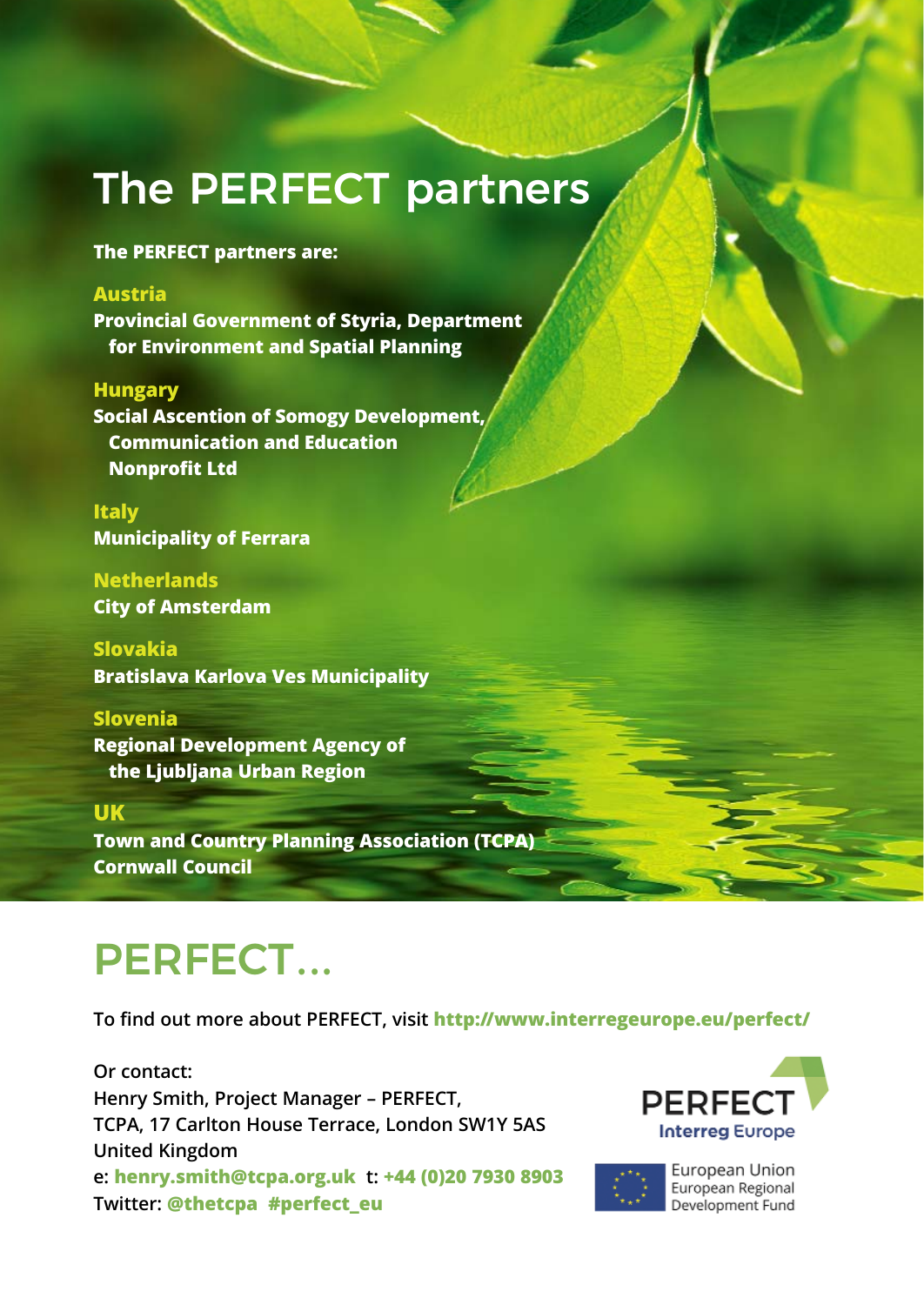# The PERFECT partners

**The PERFECT partners are:**

**Austria**
**Provincial Government of Styria, Department for Environment and Spatial Planning**

**Hungary**
**Social Ascention of Somogy Development, Communication and Education Nonprofit Ltd**

**Italy**
**Municipality of Ferrara**

**Netherlands**
**City of Amsterdam**

**Slovakia**
**Bratislava Karlova Ves Municipality**

**Slovenia**
**Regional Development Agency of the Ljubljana Urban Region**

**UK**
**Town and Country Planning Association (TCPA)**
**Cornwall Council**

# PERFECT...

To find out more about PERFECT, visit **http://www.interregeurope.eu/perfect/**

Or contact:
Henry Smith, Project Manager – PERFECT,
TCPA, 17 Carlton House Terrace, London SW1Y 5AS
United Kingdom
e: **henry.smith@tcpa.org.uk** t: **+44 (0)20 7930 8903**
Twitter: **@thetcpa #perfect_eu**

PERFECT
Interreg Europe

European Union
European Regional Development Fund